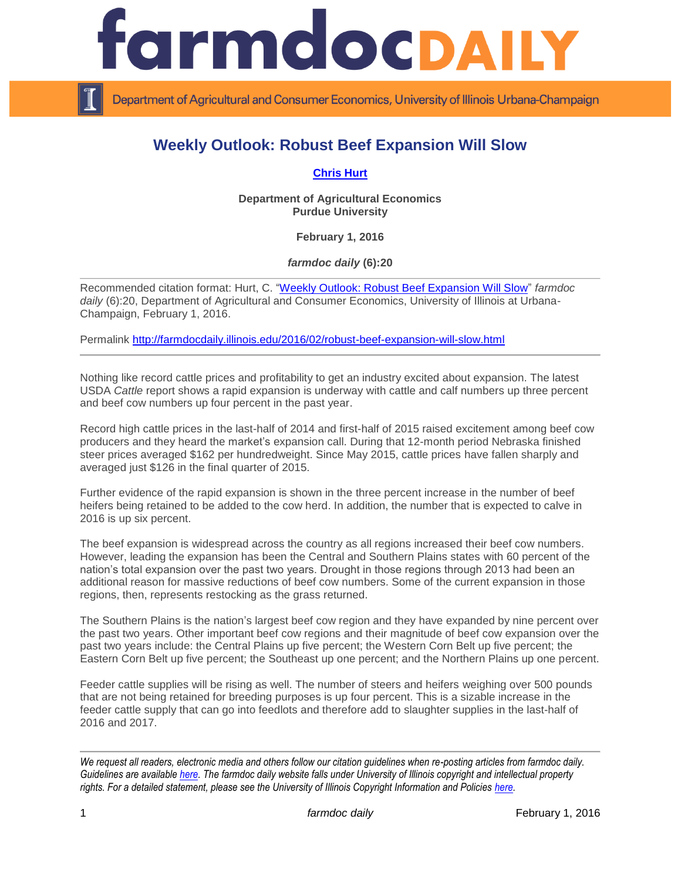# Weekly Outlook: Robust Beef Expansion Will Slow

**Chris Hurt**

**Department of Agricultural Economics**
**Purdue University**

**February 1, 2016**

***farmdoc daily* (6):20**

---

Recommended citation format: Hurt, C. "Weekly Outlook: Robust Beef Expansion Will Slow" *farmdoc daily* (6):20, Department of Agricultural and Consumer Economics, University of Illinois at Urbana-Champaign, February 1, 2016.

Permalink http://farmdocdaily.illinois.edu/2016/02/robust-beef-expansion-will-slow.html

---

Nothing like record cattle prices and profitability to get an industry excited about expansion. The latest USDA *Cattle* report shows a rapid expansion is underway with cattle and calf numbers up three percent and beef cow numbers up four percent in the past year.

Record high cattle prices in the last-half of 2014 and first-half of 2015 raised excitement among beef cow producers and they heard the market's expansion call. During that 12-month period Nebraska finished steer prices averaged $162 per hundredweight. Since May 2015, cattle prices have fallen sharply and averaged just $126 in the final quarter of 2015.

Further evidence of the rapid expansion is shown in the three percent increase in the number of beef heifers being retained to be added to the cow herd. In addition, the number that is expected to calve in 2016 is up six percent.

The beef expansion is widespread across the country as all regions increased their beef cow numbers. However, leading the expansion has been the Central and Southern Plains states with 60 percent of the nation's total expansion over the past two years. Drought in those regions through 2013 had been an additional reason for massive reductions of beef cow numbers. Some of the current expansion in those regions, then, represents restocking as the grass returned.

The Southern Plains is the nation's largest beef cow region and they have expanded by nine percent over the past two years. Other important beef cow regions and their magnitude of beef cow expansion over the past two years include: the Central Plains up five percent; the Western Corn Belt up five percent; the Eastern Corn Belt up five percent; the Southeast up one percent; and the Northern Plains up one percent.

Feeder cattle supplies will be rising as well. The number of steers and heifers weighing over 500 pounds that are not being retained for breeding purposes is up four percent. This is a sizable increase in the feeder cattle supply that can go into feedlots and therefore add to slaughter supplies in the last-half of 2016 and 2017.

---

*We request all readers, electronic media and others follow our citation guidelines when re-posting articles from farmdoc daily. Guidelines are available here. The farmdoc daily website falls under University of Illinois copyright and intellectual property rights. For a detailed statement, please see the University of Illinois Copyright Information and Policies here.*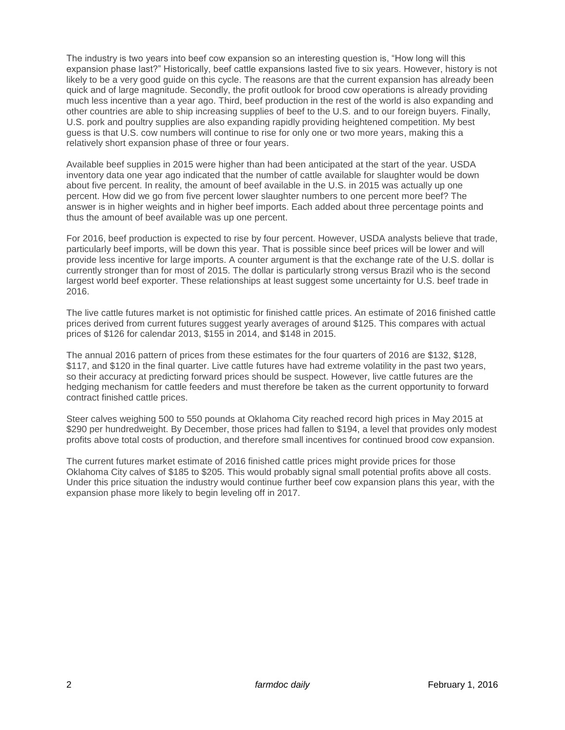The industry is two years into beef cow expansion so an interesting question is, “How long will this expansion phase last?” Historically, beef cattle expansions lasted five to six years. However, history is not likely to be a very good guide on this cycle. The reasons are that the current expansion has already been quick and of large magnitude. Secondly, the profit outlook for brood cow operations is already providing much less incentive than a year ago. Third, beef production in the rest of the world is also expanding and other countries are able to ship increasing supplies of beef to the U.S. and to our foreign buyers. Finally, U.S. pork and poultry supplies are also expanding rapidly providing heightened competition. My best guess is that U.S. cow numbers will continue to rise for only one or two more years, making this a relatively short expansion phase of three or four years.

Available beef supplies in 2015 were higher than had been anticipated at the start of the year. USDA inventory data one year ago indicated that the number of cattle available for slaughter would be down about five percent. In reality, the amount of beef available in the U.S. in 2015 was actually up one percent. How did we go from five percent lower slaughter numbers to one percent more beef? The answer is in higher weights and in higher beef imports. Each added about three percentage points and thus the amount of beef available was up one percent.

For 2016, beef production is expected to rise by four percent. However, USDA analysts believe that trade, particularly beef imports, will be down this year. That is possible since beef prices will be lower and will provide less incentive for large imports. A counter argument is that the exchange rate of the U.S. dollar is currently stronger than for most of 2015. The dollar is particularly strong versus Brazil who is the second largest world beef exporter. These relationships at least suggest some uncertainty for U.S. beef trade in 2016.

The live cattle futures market is not optimistic for finished cattle prices. An estimate of 2016 finished cattle prices derived from current futures suggest yearly averages of around $125. This compares with actual prices of $126 for calendar 2013, $155 in 2014, and $148 in 2015.

The annual 2016 pattern of prices from these estimates for the four quarters of 2016 are $132, $128, $117, and $120 in the final quarter. Live cattle futures have had extreme volatility in the past two years, so their accuracy at predicting forward prices should be suspect. However, live cattle futures are the hedging mechanism for cattle feeders and must therefore be taken as the current opportunity to forward contract finished cattle prices.

Steer calves weighing 500 to 550 pounds at Oklahoma City reached record high prices in May 2015 at $290 per hundredweight. By December, those prices had fallen to $194, a level that provides only modest profits above total costs of production, and therefore small incentives for continued brood cow expansion.

The current futures market estimate of 2016 finished cattle prices might provide prices for those Oklahoma City calves of $185 to $205. This would probably signal small potential profits above all costs. Under this price situation the industry would continue further beef cow expansion plans this year, with the expansion phase more likely to begin leveling off in 2017.